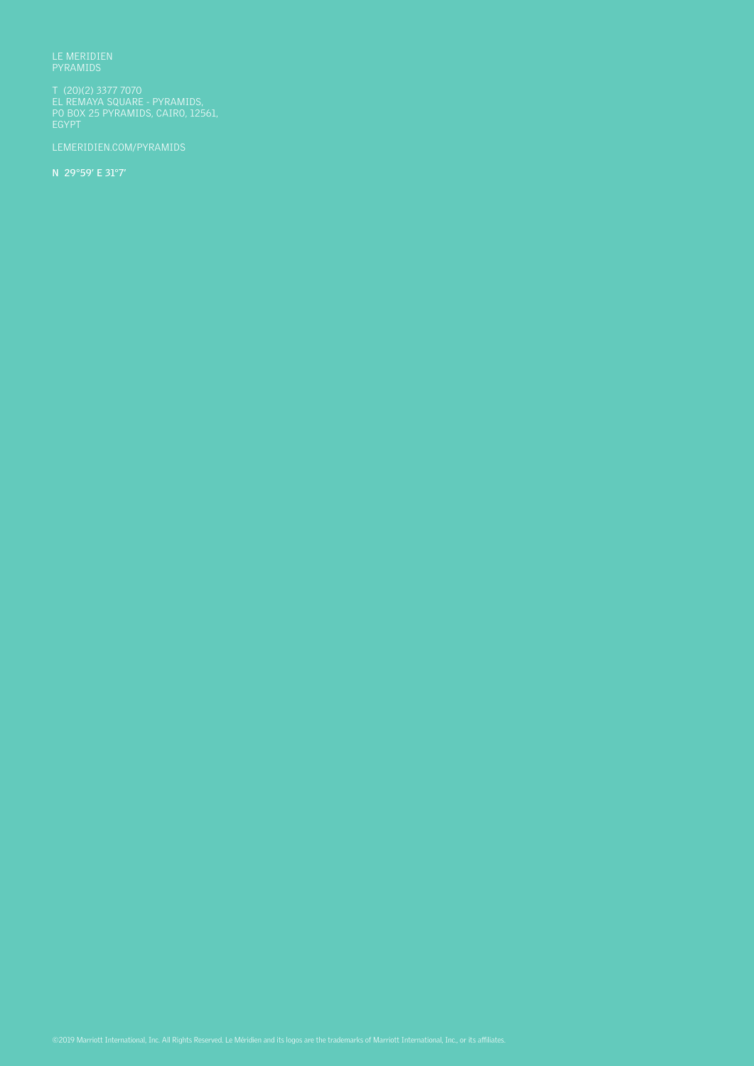LE MERIDIEN
PYRAMIDS

T (20)(2) 3377 7070
EL REMAYA SQUARE - PYRAMIDS,
PO BOX 25 PYRAMIDS, CAIRO, 12561,
EGYPT

LEMERIDIEN.COM/PYRAMIDS

**N 29°59' E 31°7'**

©2019 Marriott International, Inc. All Rights Reserved. Le Méridien and its logos are the trademarks of Marriott International, Inc., or its affiliates.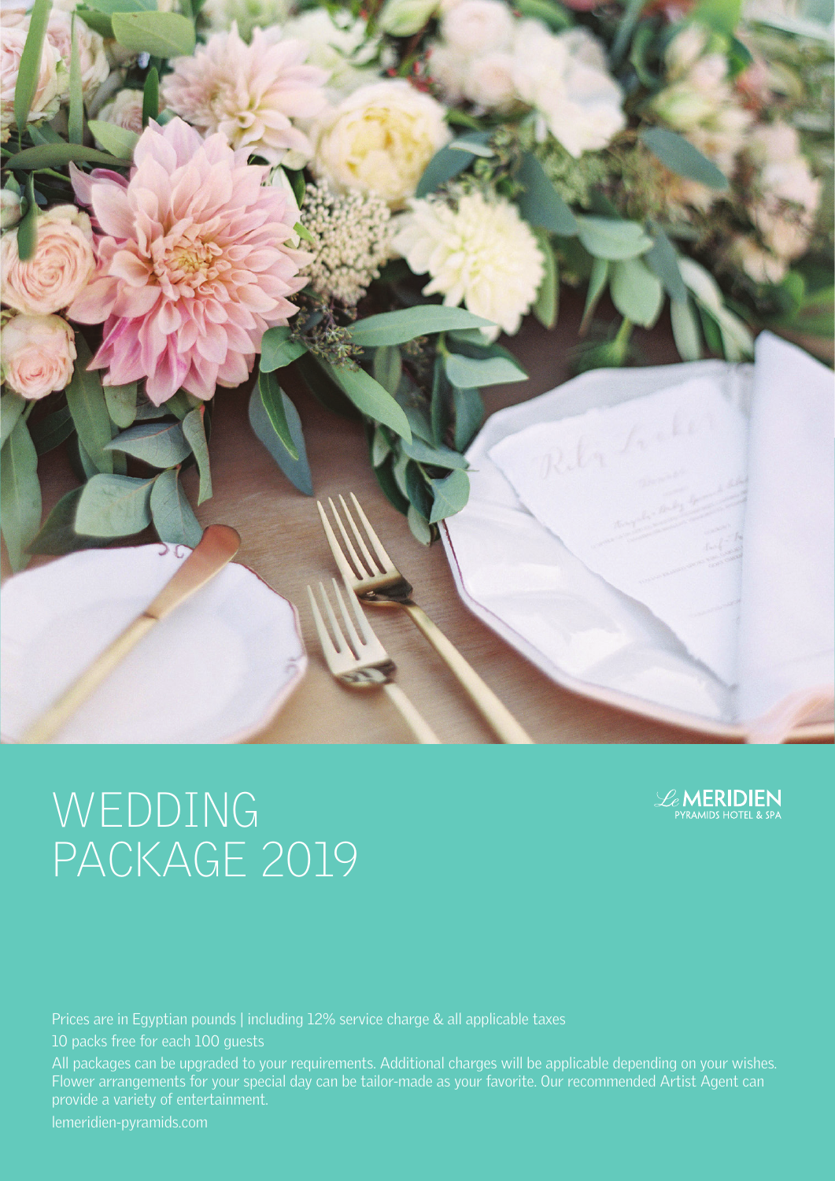# WEDDING PACKAGE 2019

Le MERIDIEN
PYRAMIDS HOTEL & SPA

Prices are in Egyptian pounds | including 12% service charge & all applicable taxes

10 packs free for each 100 guests

All packages can be upgraded to your requirements. Additional charges will be applicable depending on your wishes. Flower arrangements for your special day can be tailor-made as your favorite. Our recommended Artist Agent can provide a variety of entertainment.

lemeridien-pyramids.com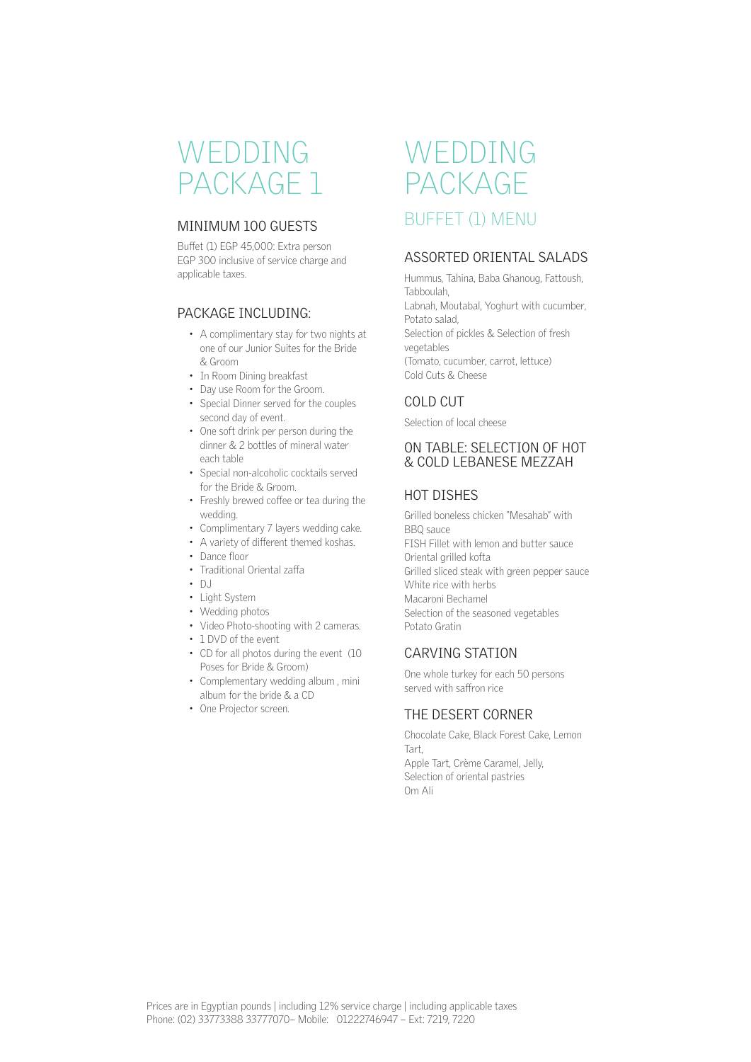# WEDDING PACKAGE 1

## MINIMUM 100 GUESTS

Buffet (1) EGP 45,000: Extra person EGP 300 inclusive of service charge and applicable taxes.

## PACKAGE INCLUDING:

- A complimentary stay for two nights at one of our Junior Suites for the Bride & Groom
- In Room Dining breakfast
- Day use Room for the Groom.
- Special Dinner served for the couples second day of event.
- One soft drink per person during the dinner & 2 bottles of mineral water each table
- Special non-alcoholic cocktails served for the Bride & Groom.
- Freshly brewed coffee or tea during the wedding.
- Complimentary 7 layers wedding cake.
- A variety of different themed koshas.
- Dance floor
- Traditional Oriental zaffa
- DJ
- Light System
- Wedding photos
- Video Photo-shooting with 2 cameras.
- 1 DVD of the event
- CD for all photos during the event (10 Poses for Bride & Groom)
- Complementary wedding album , mini album for the bride & a CD
- One Projector screen.

# WEDDING PACKAGE

## BUFFET (1) MENU

### ASSORTED ORIENTAL SALADS

Hummus, Tahina, Baba Ghanoug, Fattoush, Tabboulah,
Labnah, Moutabal, Yoghurt with cucumber, Potato salad,
Selection of pickles & Selection of fresh vegetables
(Tomato, cucumber, carrot, lettuce)
Cold Cuts & Cheese

### COLD CUT

Selection of local cheese

### ON TABLE: SELECTION OF HOT & COLD LEBANESE MEZZAH

### HOT DISHES

Grilled boneless chicken "Mesahab" with BBQ sauce
FISH Fillet with lemon and butter sauce
Oriental grilled kofta
Grilled sliced steak with green pepper sauce
White rice with herbs
Macaroni Bechamel
Selection of the seasoned vegetables
Potato Gratin

### CARVING STATION

One whole turkey for each 50 persons served with saffron rice

### THE DESERT CORNER

Chocolate Cake, Black Forest Cake, Lemon Tart,
Apple Tart, Crème Caramel, Jelly,
Selection of oriental pastries
Om Ali

Prices are in Egyptian pounds | including 12% service charge | including applicable taxes
Phone: (02) 33773388 33777070– Mobile: 01222746947 – Ext: 7219, 7220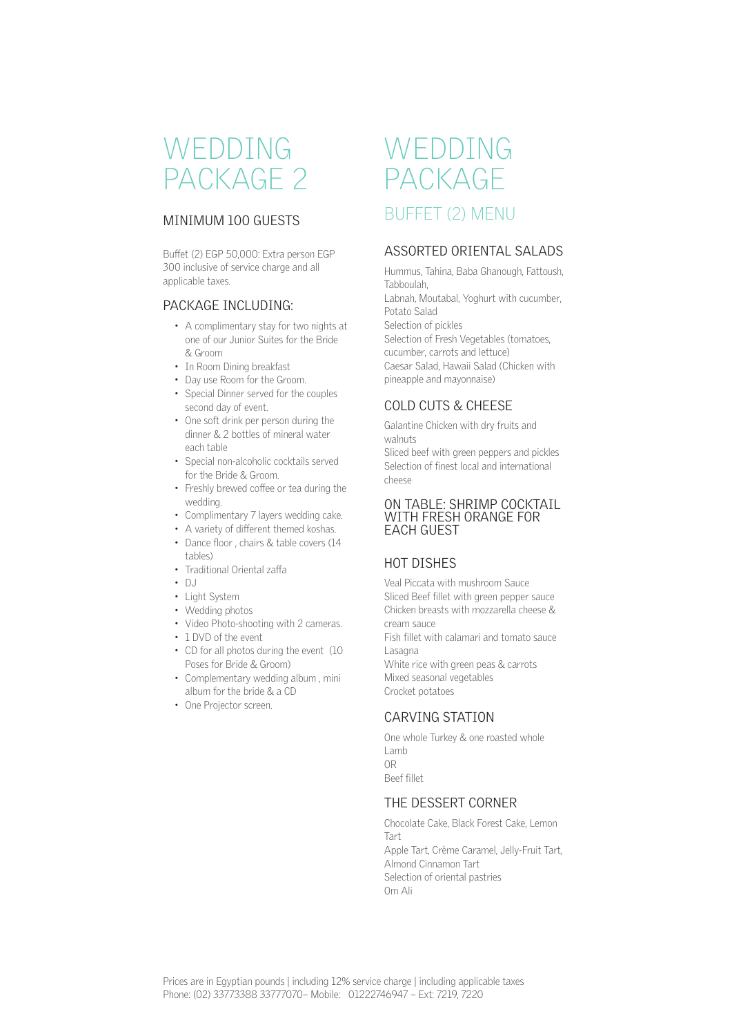# WEDDING PACKAGE 2

## MINIMUM 100 GUESTS

Buffet (2) EGP 50,000: Extra person EGP 300 inclusive of service charge and all applicable taxes.

## PACKAGE INCLUDING:

- A complimentary stay for two nights at one of our Junior Suites for the Bride & Groom
- In Room Dining breakfast
- Day use Room for the Groom.
- Special Dinner served for the couples second day of event.
- One soft drink per person during the dinner & 2 bottles of mineral water each table
- Special non-alcoholic cocktails served for the Bride & Groom.
- Freshly brewed coffee or tea during the wedding.
- Complimentary 7 layers wedding cake.
- A variety of different themed koshas.
- Dance floor , chairs & table covers (14 tables)
- Traditional Oriental zaffa
- DJ
- Light System
- Wedding photos
- Video Photo-shooting with 2 cameras.
- 1 DVD of the event
- CD for all photos during the event (10 Poses for Bride & Groom)
- Complementary wedding album , mini album for the bride & a CD
- One Projector screen.

# WEDDING PACKAGE

## BUFFET (2) MENU

### ASSORTED ORIENTAL SALADS

Hummus, Tahina, Baba Ghanough, Fattoush, Tabboulah,
Labnah, Moutabal, Yoghurt with cucumber, Potato Salad
Selection of pickles
Selection of Fresh Vegetables (tomatoes, cucumber, carrots and lettuce)
Caesar Salad, Hawaii Salad (Chicken with pineapple and mayonnaise)

### COLD CUTS & CHEESE

Galantine Chicken with dry fruits and walnuts
Sliced beef with green peppers and pickles
Selection of finest local and international cheese

### ON TABLE: SHRIMP COCKTAIL WITH FRESH ORANGE FOR EACH GUEST

### HOT DISHES

Veal Piccata with mushroom Sauce
Sliced Beef fillet with green pepper sauce
Chicken breasts with mozzarella cheese & cream sauce
Fish fillet with calamari and tomato sauce
Lasagna
White rice with green peas & carrots
Mixed seasonal vegetables
Crocket potatoes

### CARVING STATION

One whole Turkey & one roasted whole Lamb
OR
Beef fillet

### THE DESSERT CORNER

Chocolate Cake, Black Forest Cake, Lemon Tart
Apple Tart, Crème Caramel, Jelly-Fruit Tart, Almond Cinnamon Tart
Selection of oriental pastries
Om Ali

Prices are in Egyptian pounds | including 12% service charge | including applicable taxes
Phone: (02) 33773388 33777070– Mobile: 01222746947 – Ext: 7219, 7220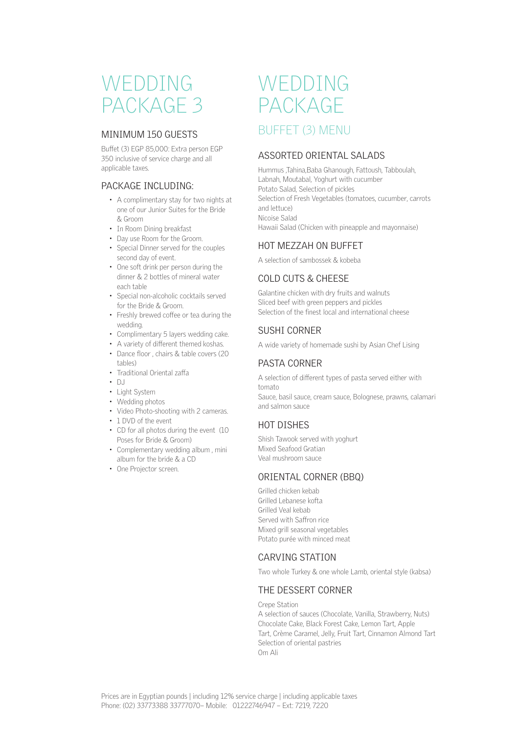# WEDDING PACKAGE 3

## MINIMUM 150 GUESTS

Buffet (3) EGP 85,000: Extra person EGP 350 inclusive of service charge and all applicable taxes.

## PACKAGE INCLUDING:

- A complimentary stay for two nights at one of our Junior Suites for the Bride & Groom
- In Room Dining breakfast
- Day use Room for the Groom.
- Special Dinner served for the couples second day of event.
- One soft drink per person during the dinner & 2 bottles of mineral water each table
- Special non-alcoholic cocktails served for the Bride & Groom.
- Freshly brewed coffee or tea during the wedding.
- Complimentary 5 layers wedding cake.
- A variety of different themed koshas.
- Dance floor , chairs & table covers (20 tables)
- Traditional Oriental zaffa
- DJ
- Light System
- Wedding photos
- Video Photo-shooting with 2 cameras.
- 1 DVD of the event
- CD for all photos during the event (10 Poses for Bride & Groom)
- Complementary wedding album , mini album for the bride & a CD
- One Projector screen.

# WEDDING PACKAGE

## BUFFET (3) MENU

### ASSORTED ORIENTAL SALADS

Hummus ,Tahina,Baba Ghanough, Fattoush, Tabboulah, Labnah, Moutabal, Yoghurt with cucumber
Potato Salad, Selection of pickles
Selection of Fresh Vegetables (tomatoes, cucumber, carrots and lettuce)
Nicoise Salad
Hawaii Salad (Chicken with pineapple and mayonnaise)

### HOT MEZZAH ON BUFFET

A selection of sambossek & kobeba

### COLD CUTS & CHEESE

Galantine chicken with dry fruits and walnuts
Sliced beef with green peppers and pickles
Selection of the finest local and international cheese

### SUSHI CORNER

A wide variety of homemade sushi by Asian Chef Lising

### PASTA CORNER

A selection of different types of pasta served either with tomato
Sauce, basil sauce, cream sauce, Bolognese, prawns, calamari and salmon sauce

### HOT DISHES

Shish Tawook served with yoghurt
Mixed Seafood Gratian
Veal mushroom sauce

### ORIENTAL CORNER (BBQ)

Grilled chicken kebab
Grilled Lebanese kofta
Grilled Veal kebab
Served with Saffron rice
Mixed grill seasonal vegetables
Potato purée with minced meat

### CARVING STATION

Two whole Turkey & one whole Lamb, oriental style (kabsa)

### THE DESSERT CORNER

Crepe Station
A selection of sauces (Chocolate, Vanilla, Strawberry, Nuts)
Chocolate Cake, Black Forest Cake, Lemon Tart, Apple Tart, Crème Caramel, Jelly, Fruit Tart, Cinnamon Almond Tart
Selection of oriental pastries
Om Ali

Prices are in Egyptian pounds | including 12% service charge | including applicable taxes
Phone: (02) 33773388 33777070– Mobile: 01222746947 – Ext: 7219, 7220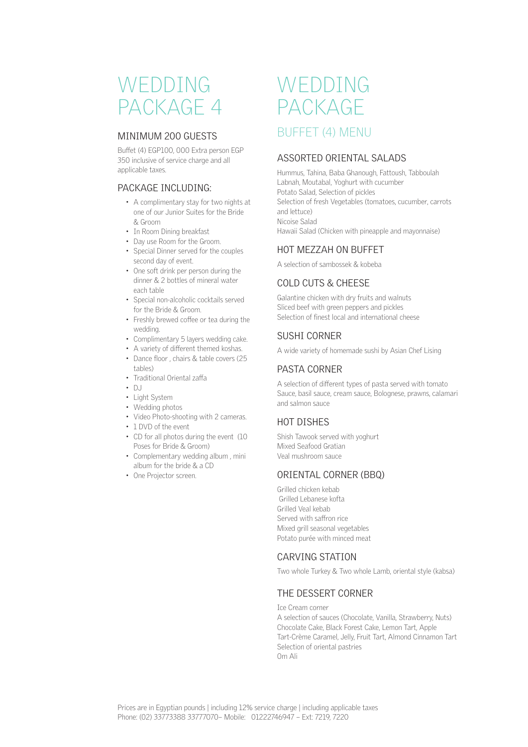# WEDDING PACKAGE 4

## MINIMUM 200 GUESTS

Buffet (4) EGP100, 000 Extra person EGP 350 inclusive of service charge and all applicable taxes.

## PACKAGE INCLUDING:

- A complimentary stay for two nights at one of our Junior Suites for the Bride & Groom
- In Room Dining breakfast
- Day use Room for the Groom.
- Special Dinner served for the couples second day of event.
- One soft drink per person during the dinner & 2 bottles of mineral water each table
- Special non-alcoholic cocktails served for the Bride & Groom.
- Freshly brewed coffee or tea during the wedding.
- Complimentary 5 layers wedding cake.
- A variety of different themed koshas.
- Dance floor , chairs & table covers (25 tables)
- Traditional Oriental zaffa
- DJ
- Light System
- Wedding photos
- Video Photo-shooting with 2 cameras.
- 1 DVD of the event
- CD for all photos during the event (10 Poses for Bride & Groom)
- Complementary wedding album , mini album for the bride & a CD
- One Projector screen.

# WEDDING PACKAGE

## BUFFET (4) MENU

### ASSORTED ORIENTAL SALADS

Hummus, Tahina, Baba Ghanough, Fattoush, Tabboulah
Labnah, Moutabal, Yoghurt with cucumber
Potato Salad, Selection of pickles
Selection of fresh Vegetables (tomatoes, cucumber, carrots and lettuce)
Nicoise Salad
Hawaii Salad (Chicken with pineapple and mayonnaise)

### HOT MEZZAH ON BUFFET

A selection of sambossek & kobeba

### COLD CUTS & CHEESE

Galantine chicken with dry fruits and walnuts
Sliced beef with green peppers and pickles
Selection of finest local and international cheese

### SUSHI CORNER

A wide variety of homemade sushi by Asian Chef Lising

### PASTA CORNER

A selection of different types of pasta served with tomato Sauce, basil sauce, cream sauce, Bolognese, prawns, calamari and salmon sauce

### HOT DISHES

Shish Tawook served with yoghurt
Mixed Seafood Gratian
Veal mushroom sauce

### ORIENTAL CORNER (BBQ)

Grilled chicken kebab
Grilled Lebanese kofta
Grilled Veal kebab
Served with saffron rice
Mixed grill seasonal vegetables
Potato purée with minced meat

### CARVING STATION

Two whole Turkey & Two whole Lamb, oriental style (kabsa)

### THE DESSERT CORNER

Ice Cream corner
A selection of sauces (Chocolate, Vanilla, Strawberry, Nuts)
Chocolate Cake, Black Forest Cake, Lemon Tart, Apple Tart-Crème Caramel, Jelly, Fruit Tart, Almond Cinnamon Tart
Selection of oriental pastries
Om Ali

Prices are in Egyptian pounds | including 12% service charge | including applicable taxes
Phone: (02) 33773388 33777070– Mobile: 01222746947 – Ext: 7219, 7220